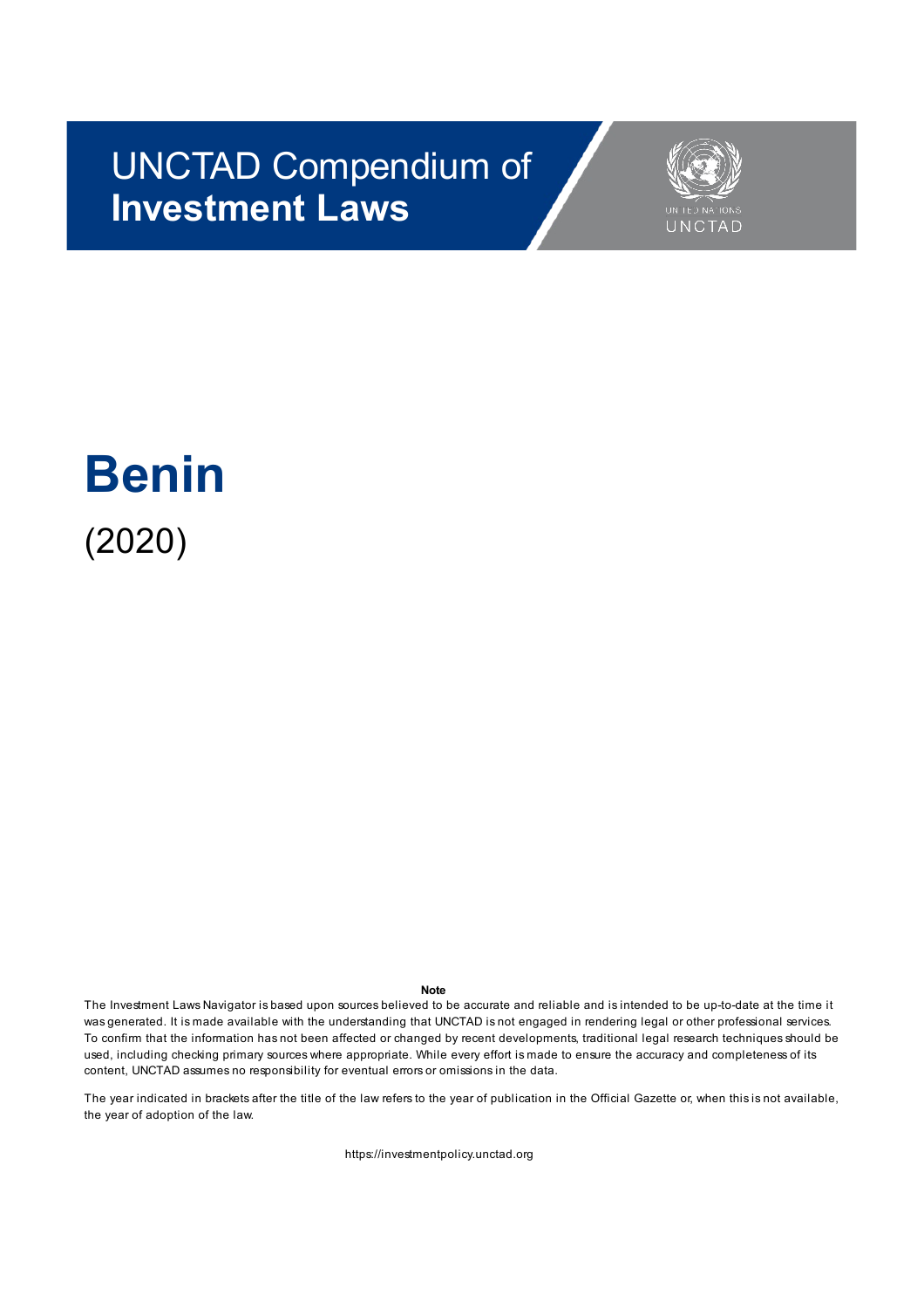UNCTAD Compendium of
**Investment Laws**

UNITED NATIONS
UNCTAD

# Benin

(2020)

**Note**

The Investment Laws Navigator is based upon sources believed to be accurate and reliable and is intended to be up-to-date at the time it was generated. It is made available with the understanding that UNCTAD is not engaged in rendering legal or other professional services. To confirm that the information has not been affected or changed by recent developments, traditional legal research techniques should be used, including checking primary sources where appropriate. While every effort is made to ensure the accuracy and completeness of its content, UNCTAD assumes no responsibility for eventual errors or omissions in the data.

The year indicated in brackets after the title of the law refers to the year of publication in the Official Gazette or, when this is not available, the year of adoption of the law.

https://investmentpolicy.unctad.org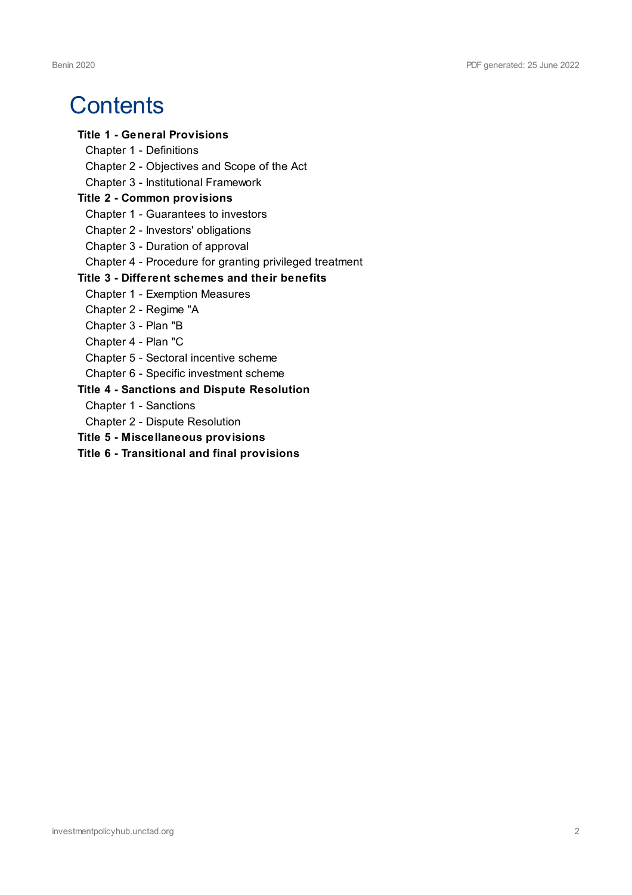# Contents

- **Title 1 - General Provisions**
  - Chapter 1 - Definitions
  - Chapter 2 - Objectives and Scope of the Act
  - Chapter 3 - Institutional Framework
- **Title 2 - Common provisions**
  - Chapter 1 - Guarantees to investors
  - Chapter 2 - Investors' obligations
  - Chapter 3 - Duration of approval
  - Chapter 4 - Procedure for granting privileged treatment
- **Title 3 - Different schemes and their benefits**
  - Chapter 1 - Exemption Measures
  - Chapter 2 - Regime "A
  - Chapter 3 - Plan "B
  - Chapter 4 - Plan "C
  - Chapter 5 - Sectoral incentive scheme
  - Chapter 6 - Specific investment scheme
- **Title 4 - Sanctions and Dispute Resolution**
  - Chapter 1 - Sanctions
  - Chapter 2 - Dispute Resolution
- **Title 5 - Miscellaneous provisions**
- **Title 6 - Transitional and final provisions**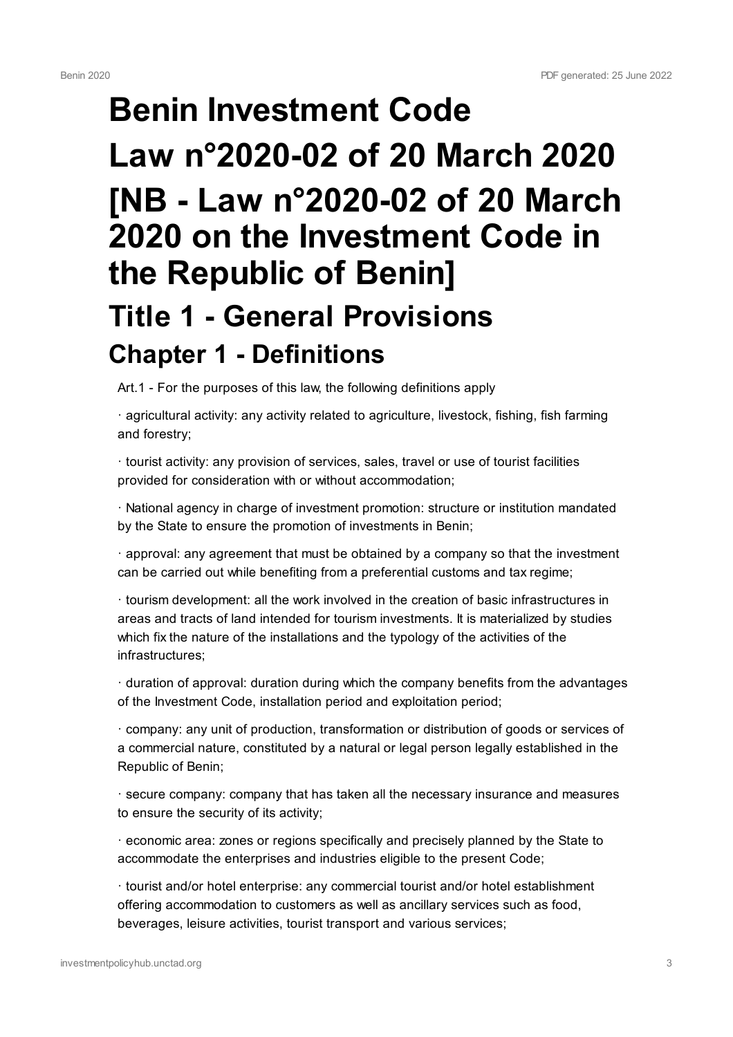# Benin Investment Code

# Law n°2020-02 of 20 March 2020

# [NB - Law n°2020-02 of 20 March 2020 on the Investment Code in the Republic of Benin]

## Title 1 - General Provisions

### Chapter 1 - Definitions

Art.1 - For the purposes of this law, the following definitions apply

· agricultural activity: any activity related to agriculture, livestock, fishing, fish farming and forestry;

· tourist activity: any provision of services, sales, travel or use of tourist facilities provided for consideration with or without accommodation;

· National agency in charge of investment promotion: structure or institution mandated by the State to ensure the promotion of investments in Benin;

· approval: any agreement that must be obtained by a company so that the investment can be carried out while benefiting from a preferential customs and tax regime;

· tourism development: all the work involved in the creation of basic infrastructures in areas and tracts of land intended for tourism investments. It is materialized by studies which fix the nature of the installations and the typology of the activities of the infrastructures;

· duration of approval: duration during which the company benefits from the advantages of the Investment Code, installation period and exploitation period;

· company: any unit of production, transformation or distribution of goods or services of a commercial nature, constituted by a natural or legal person legally established in the Republic of Benin;

· secure company: company that has taken all the necessary insurance and measures to ensure the security of its activity;

· economic area: zones or regions specifically and precisely planned by the State to accommodate the enterprises and industries eligible to the present Code;

· tourist and/or hotel enterprise: any commercial tourist and/or hotel establishment offering accommodation to customers as well as ancillary services such as food, beverages, leisure activities, tourist transport and various services;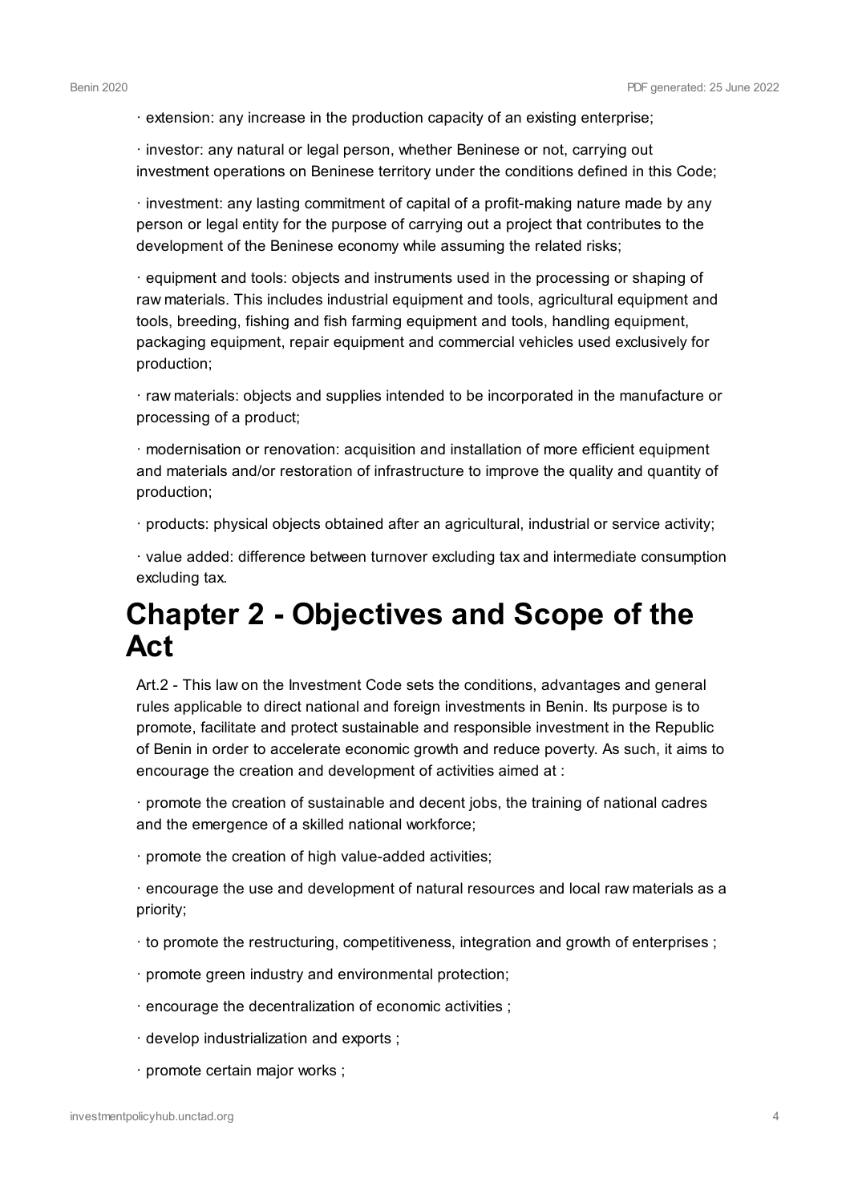· extension: any increase in the production capacity of an existing enterprise;

· investor: any natural or legal person, whether Beninese or not, carrying out investment operations on Beninese territory under the conditions defined in this Code;

· investment: any lasting commitment of capital of a profit-making nature made by any person or legal entity for the purpose of carrying out a project that contributes to the development of the Beninese economy while assuming the related risks;

· equipment and tools: objects and instruments used in the processing or shaping of raw materials. This includes industrial equipment and tools, agricultural equipment and tools, breeding, fishing and fish farming equipment and tools, handling equipment, packaging equipment, repair equipment and commercial vehicles used exclusively for production;

· raw materials: objects and supplies intended to be incorporated in the manufacture or processing of a product;

· modernisation or renovation: acquisition and installation of more efficient equipment and materials and/or restoration of infrastructure to improve the quality and quantity of production;

· products: physical objects obtained after an agricultural, industrial or service activity;

· value added: difference between turnover excluding tax and intermediate consumption excluding tax.

# Chapter 2 - Objectives and Scope of the Act

Art.2 - This law on the Investment Code sets the conditions, advantages and general rules applicable to direct national and foreign investments in Benin. Its purpose is to promote, facilitate and protect sustainable and responsible investment in the Republic of Benin in order to accelerate economic growth and reduce poverty. As such, it aims to encourage the creation and development of activities aimed at :

· promote the creation of sustainable and decent jobs, the training of national cadres and the emergence of a skilled national workforce;

· promote the creation of high value-added activities;

· encourage the use and development of natural resources and local raw materials as a priority;

· to promote the restructuring, competitiveness, integration and growth of enterprises ;

· promote green industry and environmental protection;

· encourage the decentralization of economic activities ;

· develop industrialization and exports ;

· promote certain major works ;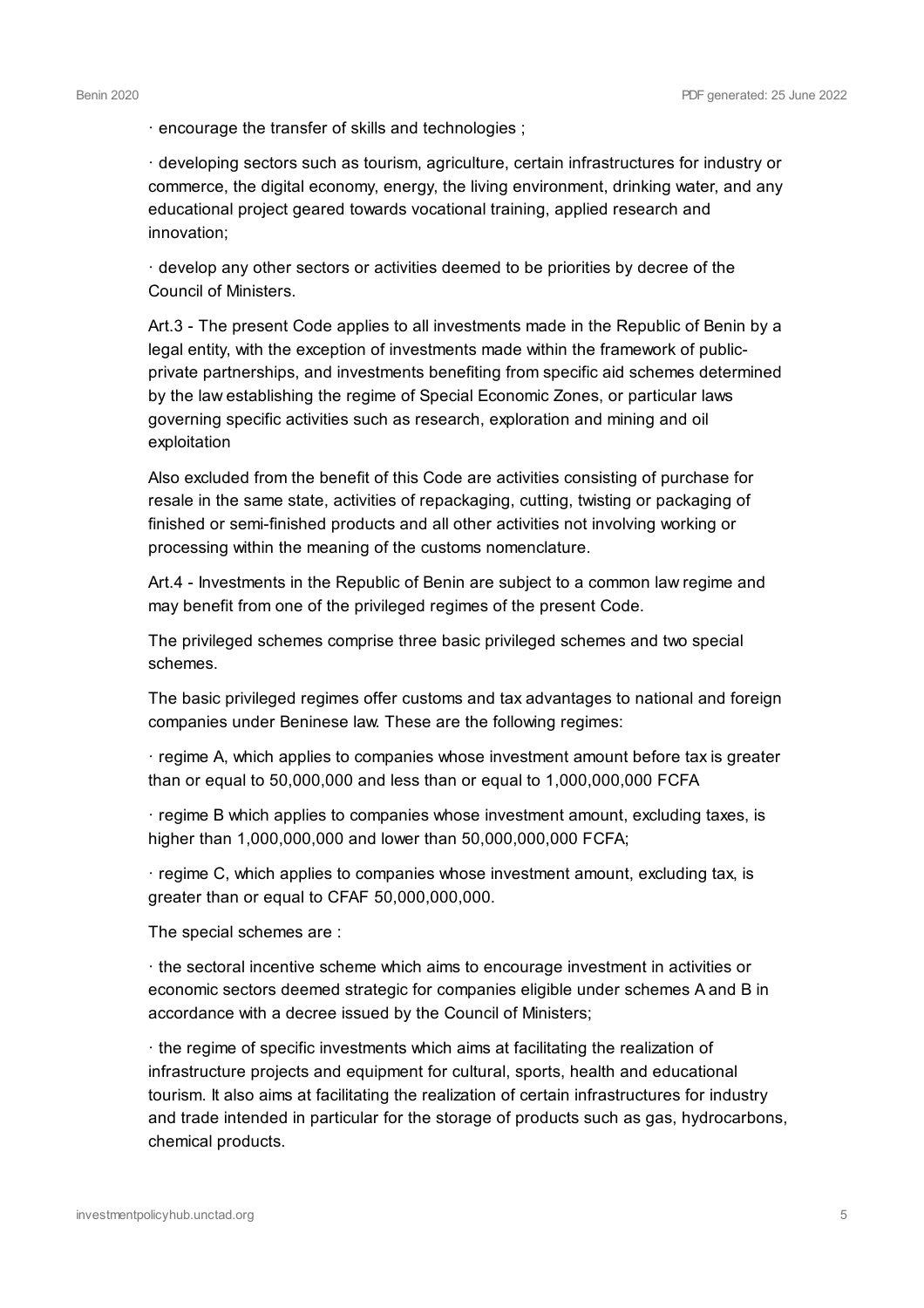· encourage the transfer of skills and technologies ;

· developing sectors such as tourism, agriculture, certain infrastructures for industry or commerce, the digital economy, energy, the living environment, drinking water, and any educational project geared towards vocational training, applied research and innovation;

· develop any other sectors or activities deemed to be priorities by decree of the Council of Ministers.

Art.3 - The present Code applies to all investments made in the Republic of Benin by a legal entity, with the exception of investments made within the framework of public-private partnerships, and investments benefiting from specific aid schemes determined by the law establishing the regime of Special Economic Zones, or particular laws governing specific activities such as research, exploration and mining and oil exploitation

Also excluded from the benefit of this Code are activities consisting of purchase for resale in the same state, activities of repackaging, cutting, twisting or packaging of finished or semi-finished products and all other activities not involving working or processing within the meaning of the customs nomenclature.

Art.4 - Investments in the Republic of Benin are subject to a common law regime and may benefit from one of the privileged regimes of the present Code.

The privileged schemes comprise three basic privileged schemes and two special schemes.

The basic privileged regimes offer customs and tax advantages to national and foreign companies under Beninese law. These are the following regimes:

· regime A, which applies to companies whose investment amount before tax is greater than or equal to 50,000,000 and less than or equal to 1,000,000,000 FCFA

· regime B which applies to companies whose investment amount, excluding taxes, is higher than 1,000,000,000 and lower than 50,000,000,000 FCFA;

· regime C, which applies to companies whose investment amount, excluding tax, is greater than or equal to CFAF 50,000,000,000.

The special schemes are :

· the sectoral incentive scheme which aims to encourage investment in activities or economic sectors deemed strategic for companies eligible under schemes A and B in accordance with a decree issued by the Council of Ministers;

· the regime of specific investments which aims at facilitating the realization of infrastructure projects and equipment for cultural, sports, health and educational tourism. It also aims at facilitating the realization of certain infrastructures for industry and trade intended in particular for the storage of products such as gas, hydrocarbons, chemical products.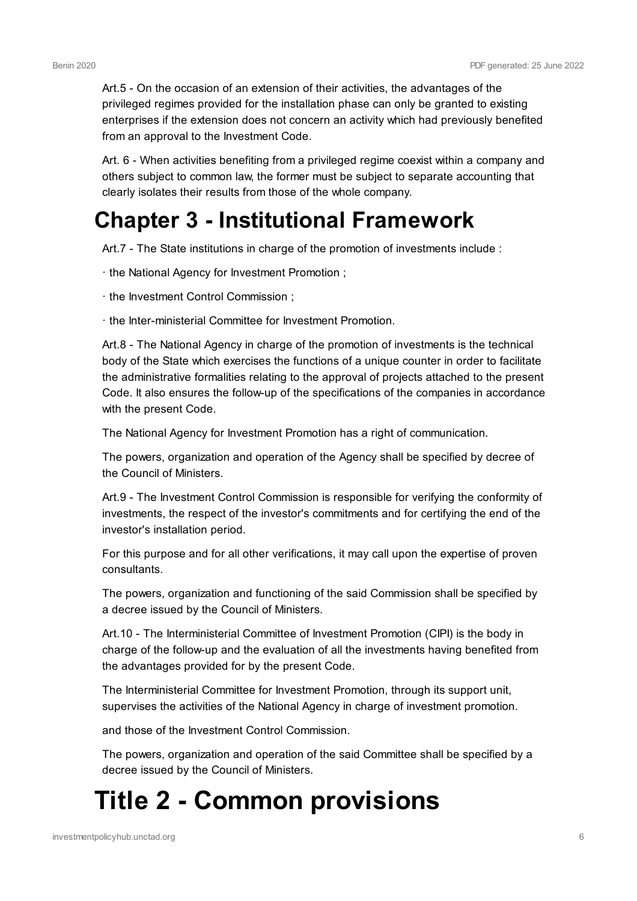Art.5 - On the occasion of an extension of their activities, the advantages of the privileged regimes provided for the installation phase can only be granted to existing enterprises if the extension does not concern an activity which had previously benefited from an approval to the Investment Code.

Art. 6 - When activities benefiting from a privileged regime coexist within a company and others subject to common law, the former must be subject to separate accounting that clearly isolates their results from those of the whole company.

## Chapter 3 - Institutional Framework

Art.7 - The State institutions in charge of the promotion of investments include :

· the National Agency for Investment Promotion ;

· the Investment Control Commission ;

· the Inter-ministerial Committee for Investment Promotion.

Art.8 - The National Agency in charge of the promotion of investments is the technical body of the State which exercises the functions of a unique counter in order to facilitate the administrative formalities relating to the approval of projects attached to the present Code. It also ensures the follow-up of the specifications of the companies in accordance with the present Code.

The National Agency for Investment Promotion has a right of communication.

The powers, organization and operation of the Agency shall be specified by decree of the Council of Ministers.

Art.9 - The Investment Control Commission is responsible for verifying the conformity of investments, the respect of the investor's commitments and for certifying the end of the investor's installation period.

For this purpose and for all other verifications, it may call upon the expertise of proven consultants.

The powers, organization and functioning of the said Commission shall be specified by a decree issued by the Council of Ministers.

Art.10 - The Interministerial Committee of Investment Promotion (CIPI) is the body in charge of the follow-up and the evaluation of all the investments having benefited from the advantages provided for by the present Code.

The Interministerial Committee for Investment Promotion, through its support unit, supervises the activities of the National Agency in charge of investment promotion.

and those of the Investment Control Commission.

The powers, organization and operation of the said Committee shall be specified by a decree issued by the Council of Ministers.

# Title 2 - Common provisions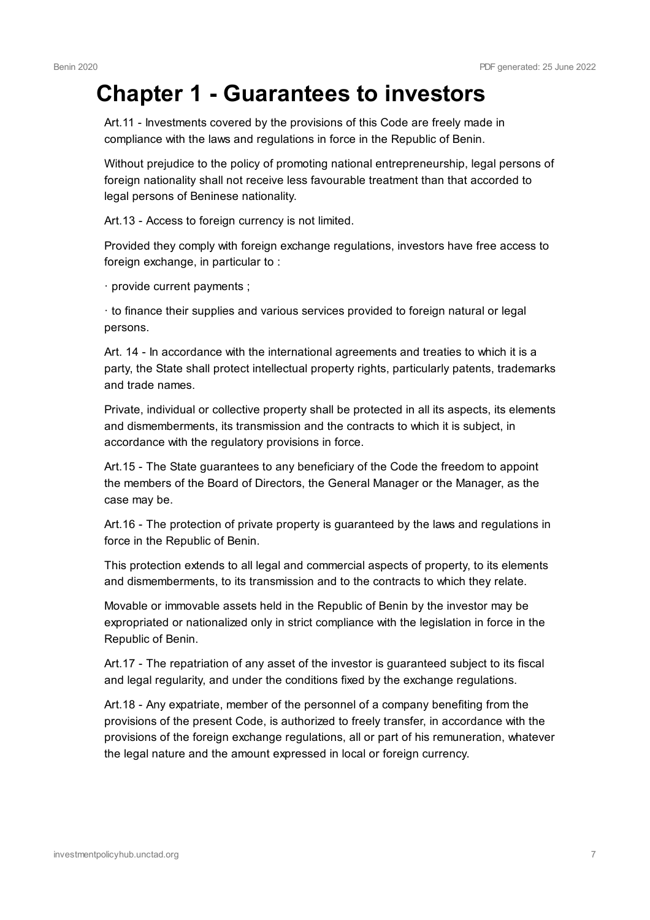# Chapter 1 - Guarantees to investors

Art.11 - Investments covered by the provisions of this Code are freely made in compliance with the laws and regulations in force in the Republic of Benin.

Without prejudice to the policy of promoting national entrepreneurship, legal persons of foreign nationality shall not receive less favourable treatment than that accorded to legal persons of Beninese nationality.

Art.13 - Access to foreign currency is not limited.

Provided they comply with foreign exchange regulations, investors have free access to foreign exchange, in particular to :

· provide current payments ;

· to finance their supplies and various services provided to foreign natural or legal persons.

Art. 14 - In accordance with the international agreements and treaties to which it is a party, the State shall protect intellectual property rights, particularly patents, trademarks and trade names.

Private, individual or collective property shall be protected in all its aspects, its elements and dismemberments, its transmission and the contracts to which it is subject, in accordance with the regulatory provisions in force.

Art.15 - The State guarantees to any beneficiary of the Code the freedom to appoint the members of the Board of Directors, the General Manager or the Manager, as the case may be.

Art.16 - The protection of private property is guaranteed by the laws and regulations in force in the Republic of Benin.

This protection extends to all legal and commercial aspects of property, to its elements and dismemberments, to its transmission and to the contracts to which they relate.

Movable or immovable assets held in the Republic of Benin by the investor may be expropriated or nationalized only in strict compliance with the legislation in force in the Republic of Benin.

Art.17 - The repatriation of any asset of the investor is guaranteed subject to its fiscal and legal regularity, and under the conditions fixed by the exchange regulations.

Art.18 - Any expatriate, member of the personnel of a company benefiting from the provisions of the present Code, is authorized to freely transfer, in accordance with the provisions of the foreign exchange regulations, all or part of his remuneration, whatever the legal nature and the amount expressed in local or foreign currency.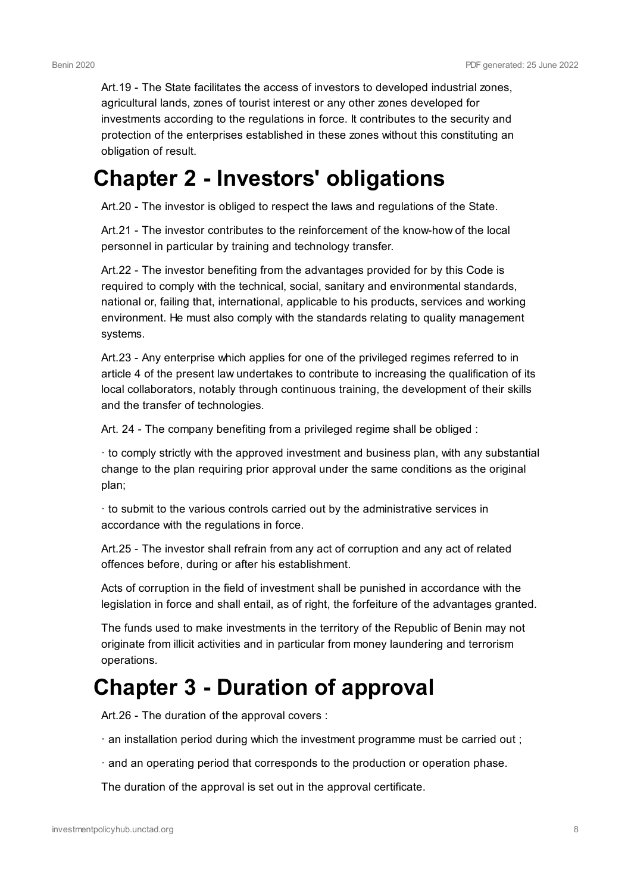Art.19 - The State facilitates the access of investors to developed industrial zones, agricultural lands, zones of tourist interest or any other zones developed for investments according to the regulations in force. It contributes to the security and protection of the enterprises established in these zones without this constituting an obligation of result.

## Chapter 2 - Investors' obligations

Art.20 - The investor is obliged to respect the laws and regulations of the State.

Art.21 - The investor contributes to the reinforcement of the know-how of the local personnel in particular by training and technology transfer.

Art.22 - The investor benefiting from the advantages provided for by this Code is required to comply with the technical, social, sanitary and environmental standards, national or, failing that, international, applicable to his products, services and working environment. He must also comply with the standards relating to quality management systems.

Art.23 - Any enterprise which applies for one of the privileged regimes referred to in article 4 of the present law undertakes to contribute to increasing the qualification of its local collaborators, notably through continuous training, the development of their skills and the transfer of technologies.

Art. 24 - The company benefiting from a privileged regime shall be obliged :

· to comply strictly with the approved investment and business plan, with any substantial change to the plan requiring prior approval under the same conditions as the original plan;

· to submit to the various controls carried out by the administrative services in accordance with the regulations in force.

Art.25 - The investor shall refrain from any act of corruption and any act of related offences before, during or after his establishment.

Acts of corruption in the field of investment shall be punished in accordance with the legislation in force and shall entail, as of right, the forfeiture of the advantages granted.

The funds used to make investments in the territory of the Republic of Benin may not originate from illicit activities and in particular from money laundering and terrorism operations.

## Chapter 3 - Duration of approval

Art.26 - The duration of the approval covers :

· an installation period during which the investment programme must be carried out ;

· and an operating period that corresponds to the production or operation phase.

The duration of the approval is set out in the approval certificate.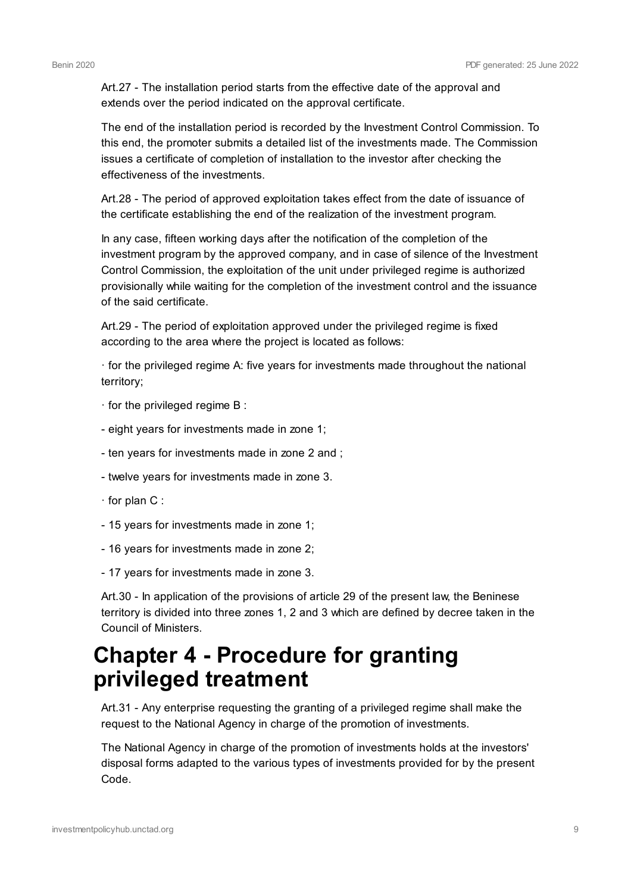Art.27 - The installation period starts from the effective date of the approval and extends over the period indicated on the approval certificate.

The end of the installation period is recorded by the Investment Control Commission. To this end, the promoter submits a detailed list of the investments made. The Commission issues a certificate of completion of installation to the investor after checking the effectiveness of the investments.

Art.28 - The period of approved exploitation takes effect from the date of issuance of the certificate establishing the end of the realization of the investment program.

In any case, fifteen working days after the notification of the completion of the investment program by the approved company, and in case of silence of the Investment Control Commission, the exploitation of the unit under privileged regime is authorized provisionally while waiting for the completion of the investment control and the issuance of the said certificate.

Art.29 - The period of exploitation approved under the privileged regime is fixed according to the area where the project is located as follows:

· for the privileged regime A: five years for investments made throughout the national territory;

· for the privileged regime B :

- eight years for investments made in zone 1;

- ten years for investments made in zone 2 and ;

- twelve years for investments made in zone 3.

· for plan C :

- 15 years for investments made in zone 1;

- 16 years for investments made in zone 2;

- 17 years for investments made in zone 3.

Art.30 - In application of the provisions of article 29 of the present law, the Beninese territory is divided into three zones 1, 2 and 3 which are defined by decree taken in the Council of Ministers.

# Chapter 4 - Procedure for granting privileged treatment

Art.31 - Any enterprise requesting the granting of a privileged regime shall make the request to the National Agency in charge of the promotion of investments.

The National Agency in charge of the promotion of investments holds at the investors' disposal forms adapted to the various types of investments provided for by the present Code.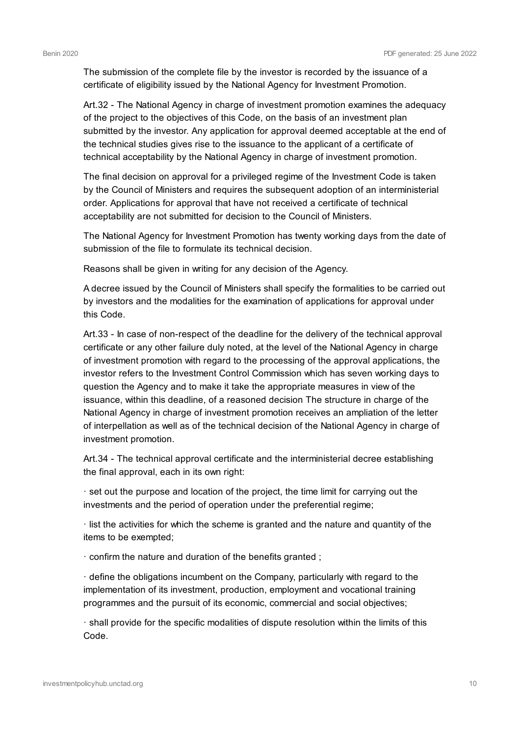The submission of the complete file by the investor is recorded by the issuance of a certificate of eligibility issued by the National Agency for Investment Promotion.

Art.32 - The National Agency in charge of investment promotion examines the adequacy of the project to the objectives of this Code, on the basis of an investment plan submitted by the investor. Any application for approval deemed acceptable at the end of the technical studies gives rise to the issuance to the applicant of a certificate of technical acceptability by the National Agency in charge of investment promotion.

The final decision on approval for a privileged regime of the Investment Code is taken by the Council of Ministers and requires the subsequent adoption of an interministerial order. Applications for approval that have not received a certificate of technical acceptability are not submitted for decision to the Council of Ministers.

The National Agency for Investment Promotion has twenty working days from the date of submission of the file to formulate its technical decision.

Reasons shall be given in writing for any decision of the Agency.

A decree issued by the Council of Ministers shall specify the formalities to be carried out by investors and the modalities for the examination of applications for approval under this Code.

Art.33 - In case of non-respect of the deadline for the delivery of the technical approval certificate or any other failure duly noted, at the level of the National Agency in charge of investment promotion with regard to the processing of the approval applications, the investor refers to the Investment Control Commission which has seven working days to question the Agency and to make it take the appropriate measures in view of the issuance, within this deadline, of a reasoned decision The structure in charge of the National Agency in charge of investment promotion receives an ampliation of the letter of interpellation as well as of the technical decision of the National Agency in charge of investment promotion.

Art.34 - The technical approval certificate and the interministerial decree establishing the final approval, each in its own right:

· set out the purpose and location of the project, the time limit for carrying out the investments and the period of operation under the preferential regime;

· list the activities for which the scheme is granted and the nature and quantity of the items to be exempted;

· confirm the nature and duration of the benefits granted ;

· define the obligations incumbent on the Company, particularly with regard to the implementation of its investment, production, employment and vocational training programmes and the pursuit of its economic, commercial and social objectives;

· shall provide for the specific modalities of dispute resolution within the limits of this Code.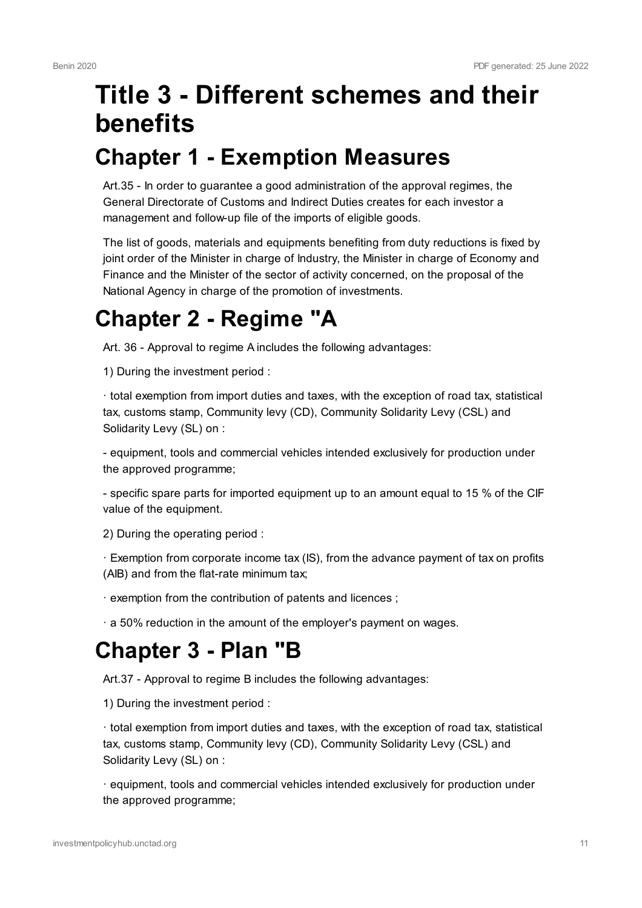# Title 3 - Different schemes and their benefits

## Chapter 1 - Exemption Measures

Art.35 - In order to guarantee a good administration of the approval regimes, the General Directorate of Customs and Indirect Duties creates for each investor a management and follow-up file of the imports of eligible goods.

The list of goods, materials and equipments benefiting from duty reductions is fixed by joint order of the Minister in charge of Industry, the Minister in charge of Economy and Finance and the Minister of the sector of activity concerned, on the proposal of the National Agency in charge of the promotion of investments.

## Chapter 2 - Regime "A

Art. 36 - Approval to regime A includes the following advantages:

1) During the investment period :

· total exemption from import duties and taxes, with the exception of road tax, statistical tax, customs stamp, Community levy (CD), Community Solidarity Levy (CSL) and Solidarity Levy (SL) on :

- equipment, tools and commercial vehicles intended exclusively for production under the approved programme;

- specific spare parts for imported equipment up to an amount equal to 15 % of the CIF value of the equipment.

2) During the operating period :

· Exemption from corporate income tax (IS), from the advance payment of tax on profits (AIB) and from the flat-rate minimum tax;

· exemption from the contribution of patents and licences ;

· a 50% reduction in the amount of the employer's payment on wages.

## Chapter 3 - Plan "B

Art.37 - Approval to regime B includes the following advantages:

1) During the investment period :

· total exemption from import duties and taxes, with the exception of road tax, statistical tax, customs stamp, Community levy (CD), Community Solidarity Levy (CSL) and Solidarity Levy (SL) on :

· equipment, tools and commercial vehicles intended exclusively for production under the approved programme;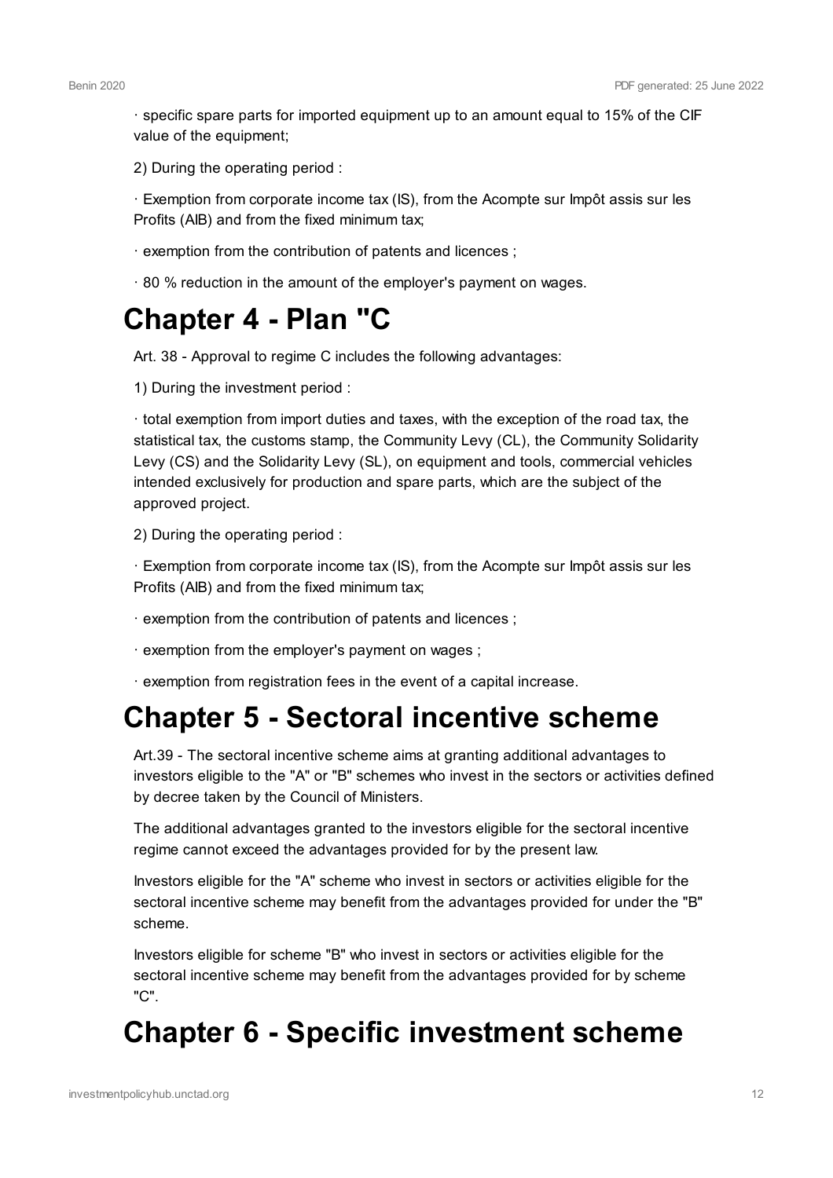· specific spare parts for imported equipment up to an amount equal to 15% of the CIF value of the equipment;

2) During the operating period :

· Exemption from corporate income tax (IS), from the Acompte sur Impôt assis sur les Profits (AIB) and from the fixed minimum tax;

· exemption from the contribution of patents and licences ;

· 80 % reduction in the amount of the employer's payment on wages.

# Chapter 4 - Plan "C

Art. 38 - Approval to regime C includes the following advantages:

1) During the investment period :

· total exemption from import duties and taxes, with the exception of the road tax, the statistical tax, the customs stamp, the Community Levy (CL), the Community Solidarity Levy (CS) and the Solidarity Levy (SL), on equipment and tools, commercial vehicles intended exclusively for production and spare parts, which are the subject of the approved project.

2) During the operating period :

· Exemption from corporate income tax (IS), from the Acompte sur Impôt assis sur les Profits (AIB) and from the fixed minimum tax;

· exemption from the contribution of patents and licences ;

· exemption from the employer's payment on wages ;

· exemption from registration fees in the event of a capital increase.

# Chapter 5 - Sectoral incentive scheme

Art.39 - The sectoral incentive scheme aims at granting additional advantages to investors eligible to the "A" or "B" schemes who invest in the sectors or activities defined by decree taken by the Council of Ministers.

The additional advantages granted to the investors eligible for the sectoral incentive regime cannot exceed the advantages provided for by the present law.

Investors eligible for the "A" scheme who invest in sectors or activities eligible for the sectoral incentive scheme may benefit from the advantages provided for under the "B" scheme.

Investors eligible for scheme "B" who invest in sectors or activities eligible for the sectoral incentive scheme may benefit from the advantages provided for by scheme "C".

# Chapter 6 - Specific investment scheme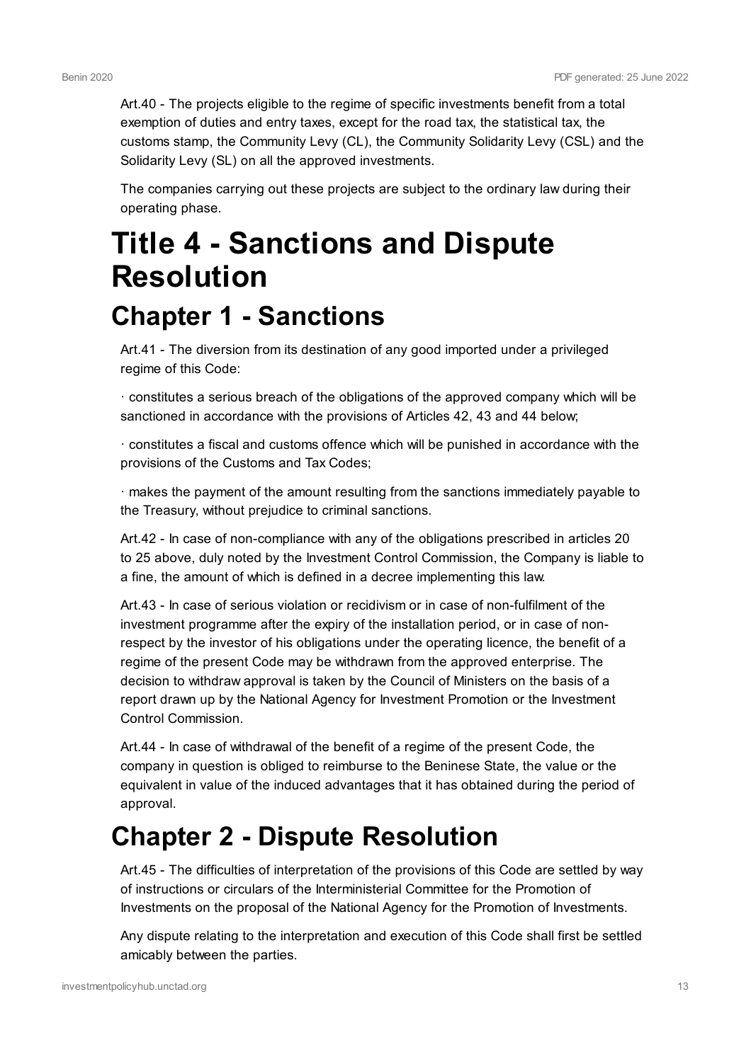Art.40 - The projects eligible to the regime of specific investments benefit from a total exemption of duties and entry taxes, except for the road tax, the statistical tax, the customs stamp, the Community Levy (CL), the Community Solidarity Levy (CSL) and the Solidarity Levy (SL) on all the approved investments.

The companies carrying out these projects are subject to the ordinary law during their operating phase.

# Title 4 - Sanctions and Dispute Resolution

## Chapter 1 - Sanctions

Art.41 - The diversion from its destination of any good imported under a privileged regime of this Code:

· constitutes a serious breach of the obligations of the approved company which will be sanctioned in accordance with the provisions of Articles 42, 43 and 44 below;

· constitutes a fiscal and customs offence which will be punished in accordance with the provisions of the Customs and Tax Codes;

· makes the payment of the amount resulting from the sanctions immediately payable to the Treasury, without prejudice to criminal sanctions.

Art.42 - In case of non-compliance with any of the obligations prescribed in articles 20 to 25 above, duly noted by the Investment Control Commission, the Company is liable to a fine, the amount of which is defined in a decree implementing this law.

Art.43 - In case of serious violation or recidivism or in case of non-fulfilment of the investment programme after the expiry of the installation period, or in case of non-respect by the investor of his obligations under the operating licence, the benefit of a regime of the present Code may be withdrawn from the approved enterprise. The decision to withdraw approval is taken by the Council of Ministers on the basis of a report drawn up by the National Agency for Investment Promotion or the Investment Control Commission.

Art.44 - In case of withdrawal of the benefit of a regime of the present Code, the company in question is obliged to reimburse to the Beninese State, the value or the equivalent in value of the induced advantages that it has obtained during the period of approval.

## Chapter 2 - Dispute Resolution

Art.45 - The difficulties of interpretation of the provisions of this Code are settled by way of instructions or circulars of the Interministerial Committee for the Promotion of Investments on the proposal of the National Agency for the Promotion of Investments.

Any dispute relating to the interpretation and execution of this Code shall first be settled amicably between the parties.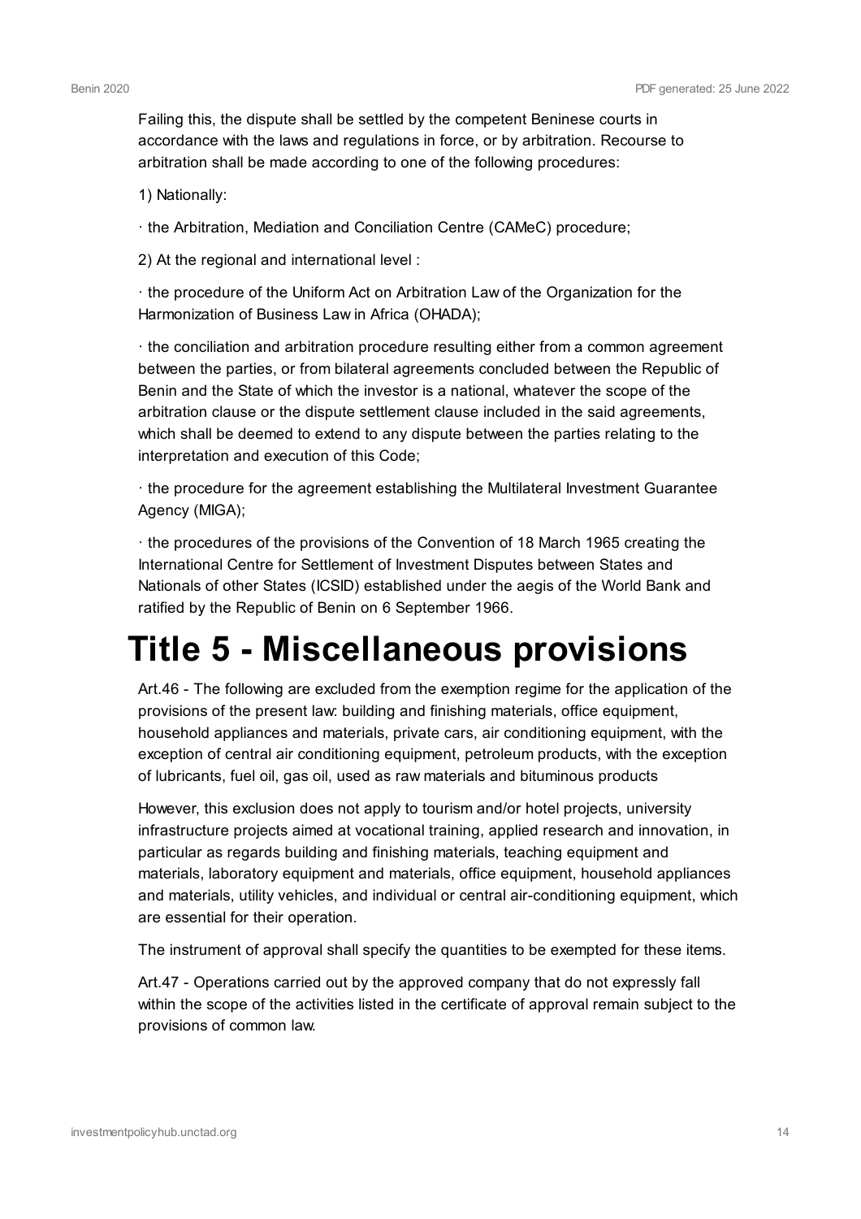Failing this, the dispute shall be settled by the competent Beninese courts in accordance with the laws and regulations in force, or by arbitration. Recourse to arbitration shall be made according to one of the following procedures:

1) Nationally:

· the Arbitration, Mediation and Conciliation Centre (CAMeC) procedure;

2) At the regional and international level :

· the procedure of the Uniform Act on Arbitration Law of the Organization for the Harmonization of Business Law in Africa (OHADA);

· the conciliation and arbitration procedure resulting either from a common agreement between the parties, or from bilateral agreements concluded between the Republic of Benin and the State of which the investor is a national, whatever the scope of the arbitration clause or the dispute settlement clause included in the said agreements, which shall be deemed to extend to any dispute between the parties relating to the interpretation and execution of this Code;

· the procedure for the agreement establishing the Multilateral Investment Guarantee Agency (MIGA);

· the procedures of the provisions of the Convention of 18 March 1965 creating the International Centre for Settlement of Investment Disputes between States and Nationals of other States (ICSID) established under the aegis of the World Bank and ratified by the Republic of Benin on 6 September 1966.

# Title 5 - Miscellaneous provisions

Art.46 - The following are excluded from the exemption regime for the application of the provisions of the present law: building and finishing materials, office equipment, household appliances and materials, private cars, air conditioning equipment, with the exception of central air conditioning equipment, petroleum products, with the exception of lubricants, fuel oil, gas oil, used as raw materials and bituminous products

However, this exclusion does not apply to tourism and/or hotel projects, university infrastructure projects aimed at vocational training, applied research and innovation, in particular as regards building and finishing materials, teaching equipment and materials, laboratory equipment and materials, office equipment, household appliances and materials, utility vehicles, and individual or central air-conditioning equipment, which are essential for their operation.

The instrument of approval shall specify the quantities to be exempted for these items.

Art.47 - Operations carried out by the approved company that do not expressly fall within the scope of the activities listed in the certificate of approval remain subject to the provisions of common law.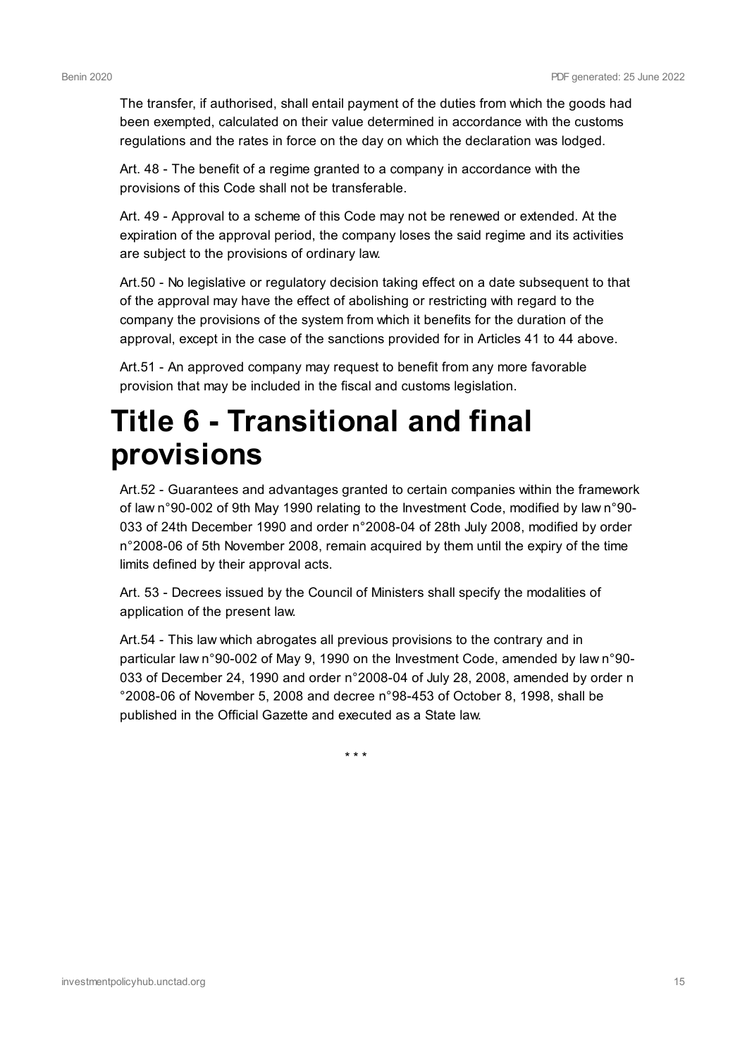The transfer, if authorised, shall entail payment of the duties from which the goods had been exempted, calculated on their value determined in accordance with the customs regulations and the rates in force on the day on which the declaration was lodged.

Art. 48 - The benefit of a regime granted to a company in accordance with the provisions of this Code shall not be transferable.

Art. 49 - Approval to a scheme of this Code may not be renewed or extended. At the expiration of the approval period, the company loses the said regime and its activities are subject to the provisions of ordinary law.

Art.50 - No legislative or regulatory decision taking effect on a date subsequent to that of the approval may have the effect of abolishing or restricting with regard to the company the provisions of the system from which it benefits for the duration of the approval, except in the case of the sanctions provided for in Articles 41 to 44 above.

Art.51 - An approved company may request to benefit from any more favorable provision that may be included in the fiscal and customs legislation.

# Title 6 - Transitional and final provisions

Art.52 - Guarantees and advantages granted to certain companies within the framework of law n°90-002 of 9th May 1990 relating to the Investment Code, modified by law n°90-033 of 24th December 1990 and order n°2008-04 of 28th July 2008, modified by order n°2008-06 of 5th November 2008, remain acquired by them until the expiry of the time limits defined by their approval acts.

Art. 53 - Decrees issued by the Council of Ministers shall specify the modalities of application of the present law.

Art.54 - This law which abrogates all previous provisions to the contrary and in particular law n°90-002 of May 9, 1990 on the Investment Code, amended by law n°90-033 of December 24, 1990 and order n°2008-04 of July 28, 2008, amended by order n °2008-06 of November 5, 2008 and decree n°98-453 of October 8, 1998, shall be published in the Official Gazette and executed as a State law.

\* \* \*